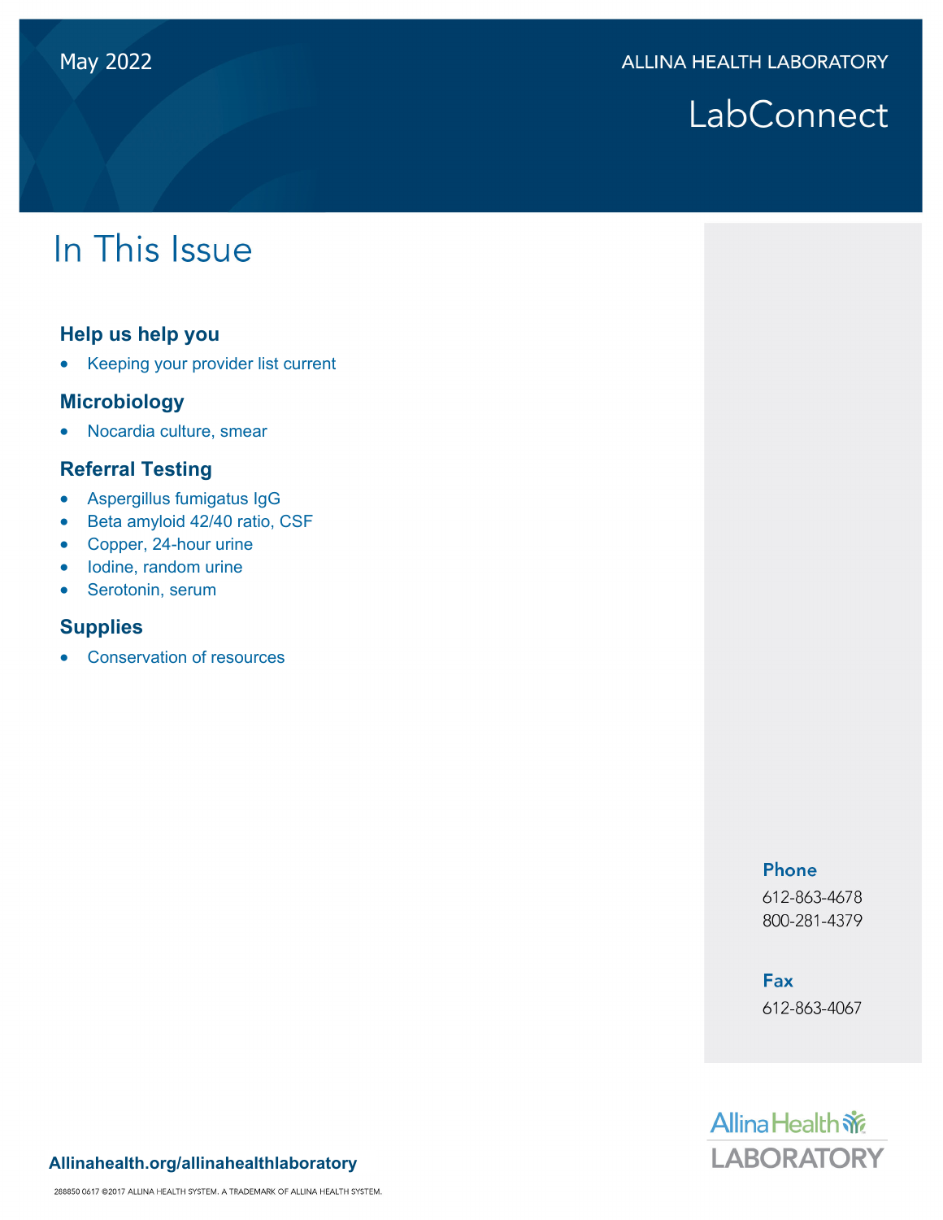May 2022

ALLINA HEALTH LABORATORY

# LabConnect

## In This Issue

### Help us help you

- Keeping your provider list current

### Microbiology

- Nocardia culture, smear

### Referral Testing

- Aspergillus fumigatus IgG
- Beta amyloid 42/40 ratio, CSF
- Copper, 24-hour urine
- Iodine, random urine
- Serotonin, serum

### Supplies

- Conservation of resources

**Phone**

612-863-4678
800-281-4379

**Fax**

612-863-4067

**Allinahealth.org/allinahealthlaboratory**

Allina Health LABORATORY

288850 0617 ©2017 ALLINA HEALTH SYSTEM. A TRADEMARK OF ALLINA HEALTH SYSTEM.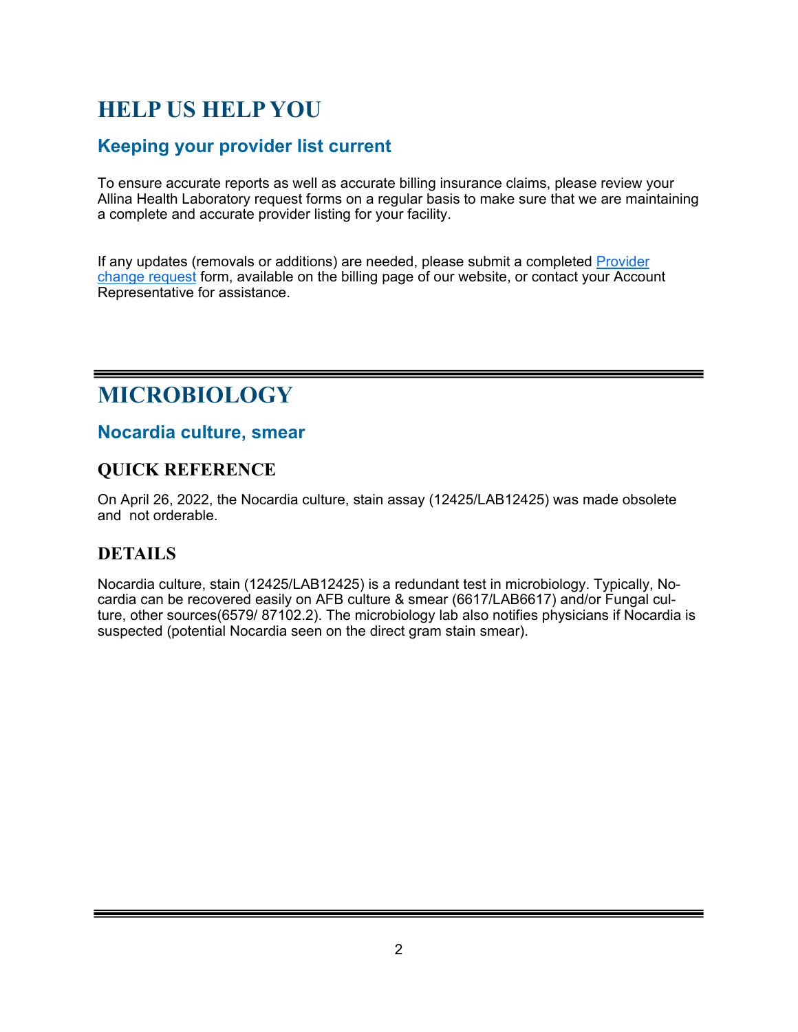# HELP US HELP YOU

## Keeping your provider list current

To ensure accurate reports as well as accurate billing insurance claims, please review your Allina Health Laboratory request forms on a regular basis to make sure that we are maintaining a complete and accurate provider listing for your facility.

If any updates (removals or additions) are needed, please submit a completed Provider change request form, available on the billing page of our website, or contact your Account Representative for assistance.

# MICROBIOLOGY

## Nocardia culture, smear

### QUICK REFERENCE

On April 26, 2022, the Nocardia culture, stain assay (12425/LAB12425) was made obsolete and not orderable.

### DETAILS

Nocardia culture, stain (12425/LAB12425) is a redundant test in microbiology. Typically, Nocardia can be recovered easily on AFB culture & smear (6617/LAB6617) and/or Fungal culture, other sources(6579/ 87102.2). The microbiology lab also notifies physicians if Nocardia is suspected (potential Nocardia seen on the direct gram stain smear).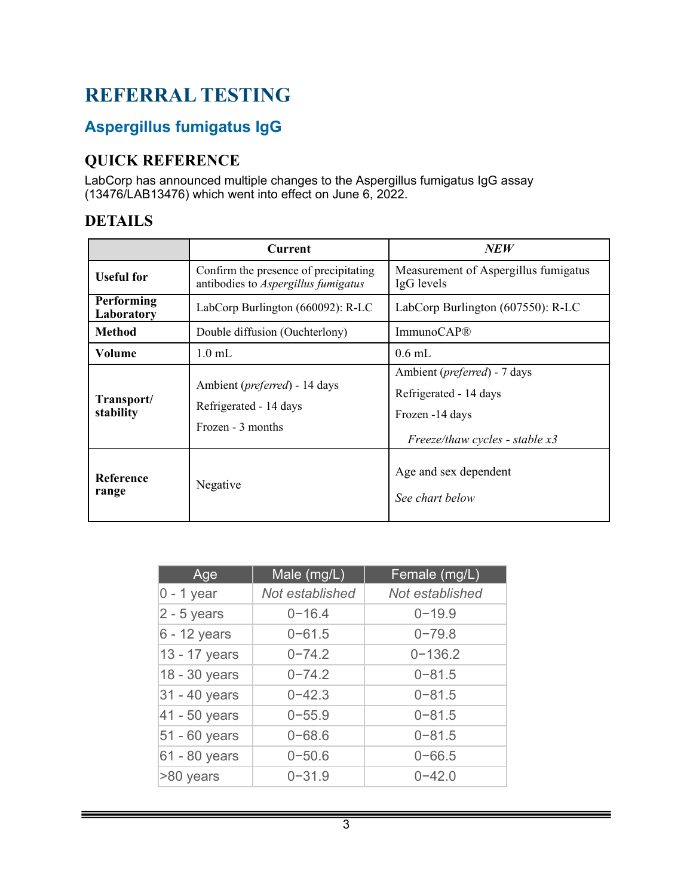# REFERRAL TESTING

## Aspergillus fumigatus IgG

### QUICK REFERENCE

LabCorp has announced multiple changes to the Aspergillus fumigatus IgG assay (13476/LAB13476) which went into effect on June 6, 2022.

### DETAILS

| | Current | *NEW* |
|---|---|---|
| **Useful for** | Confirm the presence of precipitating antibodies to *Aspergillus fumigatus* | Measurement of Aspergillus fumigatus IgG levels |
| **Performing Laboratory** | LabCorp Burlington (660092): R-LC | LabCorp Burlington (607550): R-LC |
| **Method** | Double diffusion (Ouchterlony) | ImmunoCAP® |
| **Volume** | 1.0 mL | 0.6 mL |
| **Transport/ stability** | Ambient (*preferred*) - 14 days<br>Refrigerated - 14 days<br>Frozen - 3 months | Ambient (*preferred*) - 7 days<br>Refrigerated - 14 days<br>Frozen -14 days<br>*Freeze/thaw cycles - stable x3* |
| **Reference range** | Negative | Age and sex dependent<br>*See chart below* |

| Age | Male (mg/L) | Female (mg/L) |
|---|---|---|
| 0 - 1 year | *Not established* | *Not established* |
| 2 - 5 years | 0−16.4 | 0−19.9 |
| 6 - 12 years | 0−61.5 | 0−79.8 |
| 13 - 17 years | 0−74.2 | 0−136.2 |
| 18 - 30 years | 0−74.2 | 0−81.5 |
| 31 - 40 years | 0−42.3 | 0−81.5 |
| 41 - 50 years | 0−55.9 | 0−81.5 |
| 51 - 60 years | 0−68.6 | 0−81.5 |
| 61 - 80 years | 0−50.6 | 0−66.5 |
| >80 years | 0−31.9 | 0−42.0 |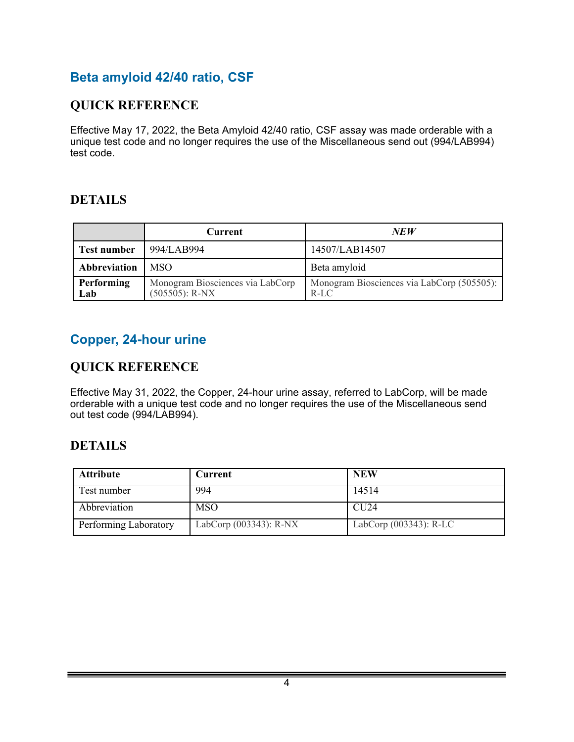## Beta amyloid 42/40 ratio, CSF

### QUICK REFERENCE

Effective May 17, 2022, the Beta Amyloid 42/40 ratio, CSF assay was made orderable with a unique test code and no longer requires the use of the Miscellaneous send out (994/LAB994) test code.

### DETAILS

| | Current | *NEW* |
|---|---|---|
| **Test number** | 994/LAB994 | 14507/LAB14507 |
| **Abbreviation** | MSO | Beta amyloid |
| **Performing Lab** | Monogram Biosciences via LabCorp (505505): R-NX | Monogram Biosciences via LabCorp (505505): R-LC |

## Copper, 24-hour urine

### QUICK REFERENCE

Effective May 31, 2022, the Copper, 24-hour urine assay, referred to LabCorp, will be made orderable with a unique test code and no longer requires the use of the Miscellaneous send out test code (994/LAB994).

### DETAILS

| Attribute | Current | NEW |
|---|---|---|
| Test number | 994 | 14514 |
| Abbreviation | MSO | CU24 |
| Performing Laboratory | LabCorp (003343): R-NX | LabCorp (003343): R-LC |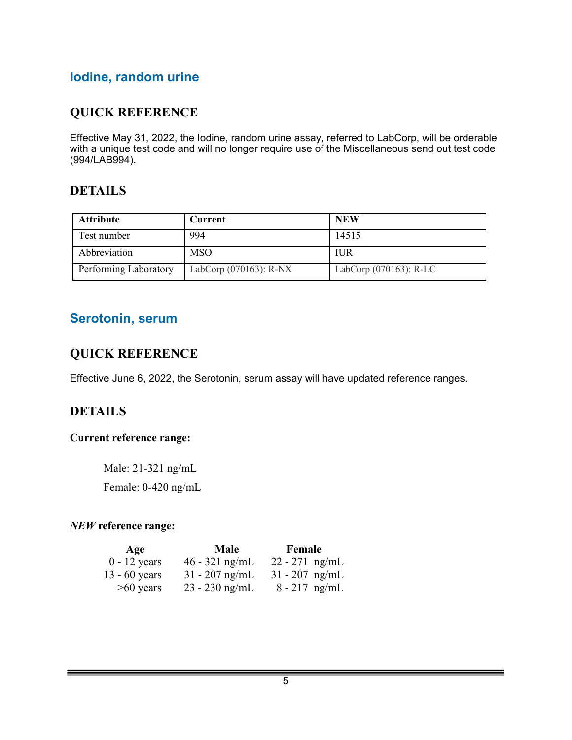## Iodine, random urine

### QUICK REFERENCE

Effective May 31, 2022, the Iodine, random urine assay, referred to LabCorp, will be orderable with a unique test code and will no longer require use of the Miscellaneous send out test code (994/LAB994).

### DETAILS

| Attribute | Current | NEW |
|---|---|---|
| Test number | 994 | 14515 |
| Abbreviation | MSO | IUR |
| Performing Laboratory | LabCorp (070163): R-NX | LabCorp (070163): R-LC |

## Serotonin, serum

### QUICK REFERENCE

Effective June 6, 2022, the Serotonin, serum assay will have updated reference ranges.

### DETAILS

**Current reference range:**

Male: 21-321 ng/mL

Female: 0-420 ng/mL

***NEW* reference range:**

| Age | Male | Female |
|---|---|---|
| 0 - 12 years | 46 - 321 ng/mL | 22 - 271 ng/mL |
| 13 - 60 years | 31 - 207 ng/mL | 31 - 207 ng/mL |
| >60 years | 23 - 230 ng/mL | 8 - 217 ng/mL |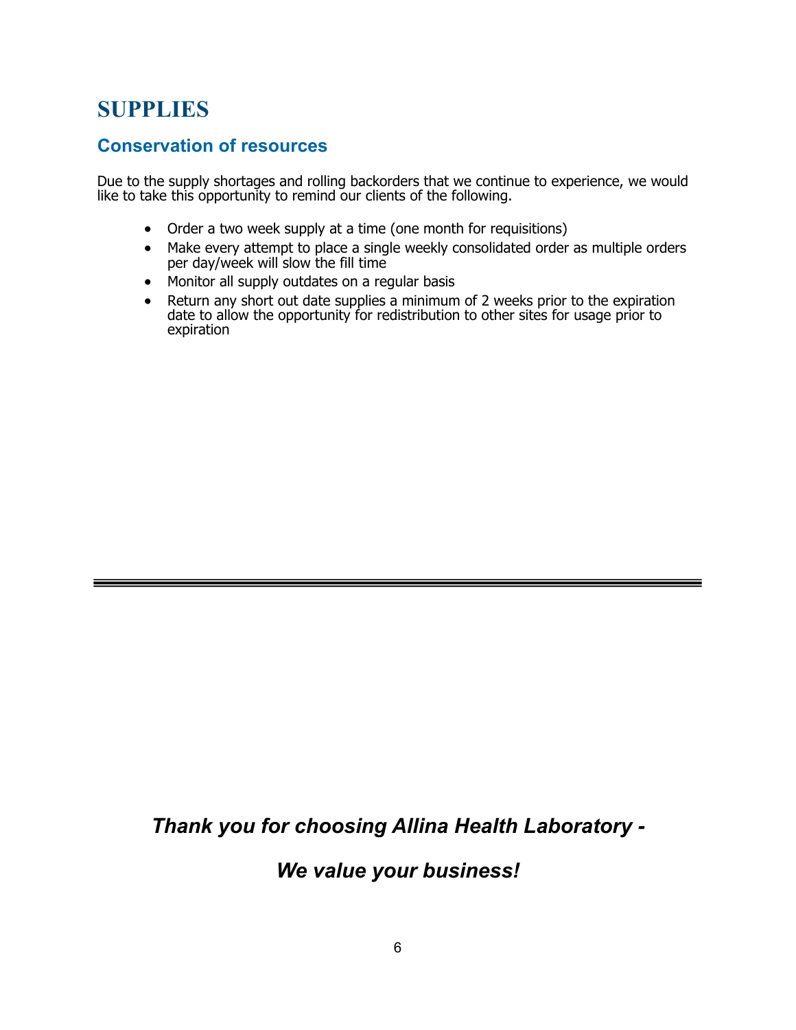# SUPPLIES

## Conservation of resources

Due to the supply shortages and rolling backorders that we continue to experience, we would like to take this opportunity to remind our clients of the following.

- Order a two week supply at a time (one month for requisitions)
- Make every attempt to place a single weekly consolidated order as multiple orders per day/week will slow the fill time
- Monitor all supply outdates on a regular basis
- Return any short out date supplies a minimum of 2 weeks prior to the expiration date to allow the opportunity for redistribution to other sites for usage prior to expiration

---

***Thank you for choosing Allina Health Laboratory -***

***We value your business!***